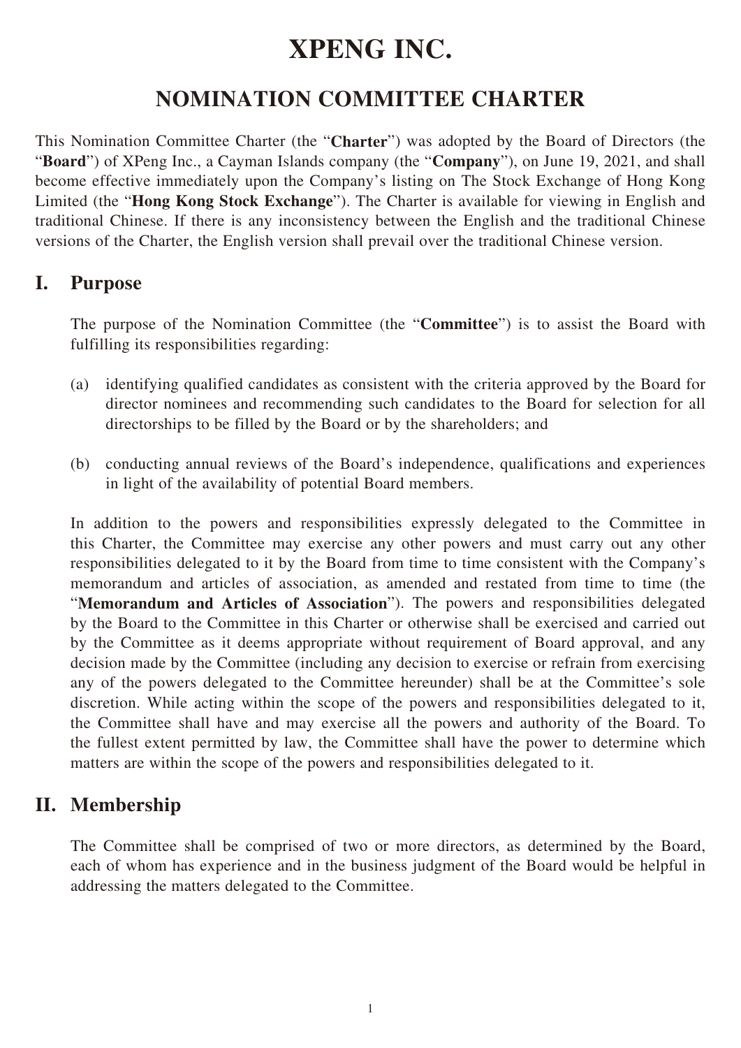# XPENG INC.

## NOMINATION COMMITTEE CHARTER

This Nomination Committee Charter (the "**Charter**") was adopted by the Board of Directors (the "**Board**") of XPeng Inc., a Cayman Islands company (the "**Company**"), on June 19, 2021, and shall become effective immediately upon the Company's listing on The Stock Exchange of Hong Kong Limited (the "**Hong Kong Stock Exchange**"). The Charter is available for viewing in English and traditional Chinese. If there is any inconsistency between the English and the traditional Chinese versions of the Charter, the English version shall prevail over the traditional Chinese version.

## I. Purpose

The purpose of the Nomination Committee (the "**Committee**") is to assist the Board with fulfilling its responsibilities regarding:

(a) identifying qualified candidates as consistent with the criteria approved by the Board for director nominees and recommending such candidates to the Board for selection for all directorships to be filled by the Board or by the shareholders; and

(b) conducting annual reviews of the Board's independence, qualifications and experiences in light of the availability of potential Board members.

In addition to the powers and responsibilities expressly delegated to the Committee in this Charter, the Committee may exercise any other powers and must carry out any other responsibilities delegated to it by the Board from time to time consistent with the Company's memorandum and articles of association, as amended and restated from time to time (the "**Memorandum and Articles of Association**"). The powers and responsibilities delegated by the Board to the Committee in this Charter or otherwise shall be exercised and carried out by the Committee as it deems appropriate without requirement of Board approval, and any decision made by the Committee (including any decision to exercise or refrain from exercising any of the powers delegated to the Committee hereunder) shall be at the Committee's sole discretion. While acting within the scope of the powers and responsibilities delegated to it, the Committee shall have and may exercise all the powers and authority of the Board. To the fullest extent permitted by law, the Committee shall have the power to determine which matters are within the scope of the powers and responsibilities delegated to it.

## II. Membership

The Committee shall be comprised of two or more directors, as determined by the Board, each of whom has experience and in the business judgment of the Board would be helpful in addressing the matters delegated to the Committee.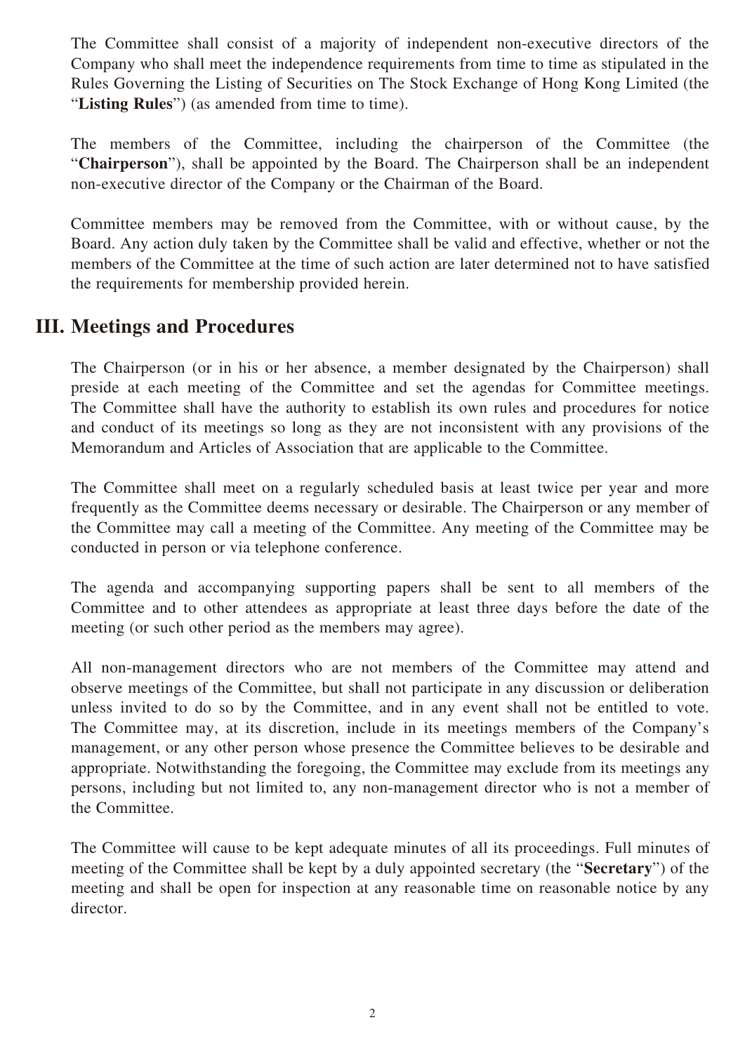The Committee shall consist of a majority of independent non-executive directors of the Company who shall meet the independence requirements from time to time as stipulated in the Rules Governing the Listing of Securities on The Stock Exchange of Hong Kong Limited (the "**Listing Rules**") (as amended from time to time).

The members of the Committee, including the chairperson of the Committee (the "**Chairperson**"), shall be appointed by the Board. The Chairperson shall be an independent non-executive director of the Company or the Chairman of the Board.

Committee members may be removed from the Committee, with or without cause, by the Board. Any action duly taken by the Committee shall be valid and effective, whether or not the members of the Committee at the time of such action are later determined not to have satisfied the requirements for membership provided herein.

## III. Meetings and Procedures

The Chairperson (or in his or her absence, a member designated by the Chairperson) shall preside at each meeting of the Committee and set the agendas for Committee meetings. The Committee shall have the authority to establish its own rules and procedures for notice and conduct of its meetings so long as they are not inconsistent with any provisions of the Memorandum and Articles of Association that are applicable to the Committee.

The Committee shall meet on a regularly scheduled basis at least twice per year and more frequently as the Committee deems necessary or desirable. The Chairperson or any member of the Committee may call a meeting of the Committee. Any meeting of the Committee may be conducted in person or via telephone conference.

The agenda and accompanying supporting papers shall be sent to all members of the Committee and to other attendees as appropriate at least three days before the date of the meeting (or such other period as the members may agree).

All non-management directors who are not members of the Committee may attend and observe meetings of the Committee, but shall not participate in any discussion or deliberation unless invited to do so by the Committee, and in any event shall not be entitled to vote. The Committee may, at its discretion, include in its meetings members of the Company's management, or any other person whose presence the Committee believes to be desirable and appropriate. Notwithstanding the foregoing, the Committee may exclude from its meetings any persons, including but not limited to, any non-management director who is not a member of the Committee.

The Committee will cause to be kept adequate minutes of all its proceedings. Full minutes of meeting of the Committee shall be kept by a duly appointed secretary (the "**Secretary**") of the meeting and shall be open for inspection at any reasonable time on reasonable notice by any director.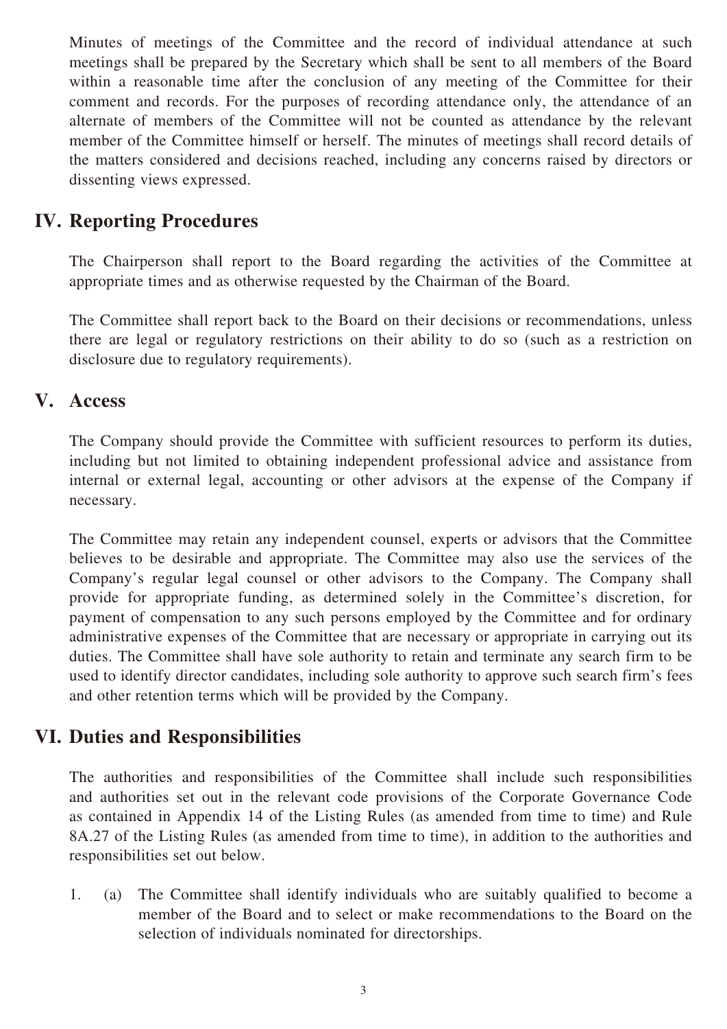Minutes of meetings of the Committee and the record of individual attendance at such meetings shall be prepared by the Secretary which shall be sent to all members of the Board within a reasonable time after the conclusion of any meeting of the Committee for their comment and records. For the purposes of recording attendance only, the attendance of an alternate of members of the Committee will not be counted as attendance by the relevant member of the Committee himself or herself. The minutes of meetings shall record details of the matters considered and decisions reached, including any concerns raised by directors or dissenting views expressed.

## IV. Reporting Procedures

The Chairperson shall report to the Board regarding the activities of the Committee at appropriate times and as otherwise requested by the Chairman of the Board.

The Committee shall report back to the Board on their decisions or recommendations, unless there are legal or regulatory restrictions on their ability to do so (such as a restriction on disclosure due to regulatory requirements).

## V. Access

The Company should provide the Committee with sufficient resources to perform its duties, including but not limited to obtaining independent professional advice and assistance from internal or external legal, accounting or other advisors at the expense of the Company if necessary.

The Committee may retain any independent counsel, experts or advisors that the Committee believes to be desirable and appropriate. The Committee may also use the services of the Company's regular legal counsel or other advisors to the Company. The Company shall provide for appropriate funding, as determined solely in the Committee's discretion, for payment of compensation to any such persons employed by the Committee and for ordinary administrative expenses of the Committee that are necessary or appropriate in carrying out its duties. The Committee shall have sole authority to retain and terminate any search firm to be used to identify director candidates, including sole authority to approve such search firm's fees and other retention terms which will be provided by the Company.

## VI. Duties and Responsibilities

The authorities and responsibilities of the Committee shall include such responsibilities and authorities set out in the relevant code provisions of the Corporate Governance Code as contained in Appendix 14 of the Listing Rules (as amended from time to time) and Rule 8A.27 of the Listing Rules (as amended from time to time), in addition to the authorities and responsibilities set out below.

1. (a) The Committee shall identify individuals who are suitably qualified to become a member of the Board and to select or make recommendations to the Board on the selection of individuals nominated for directorships.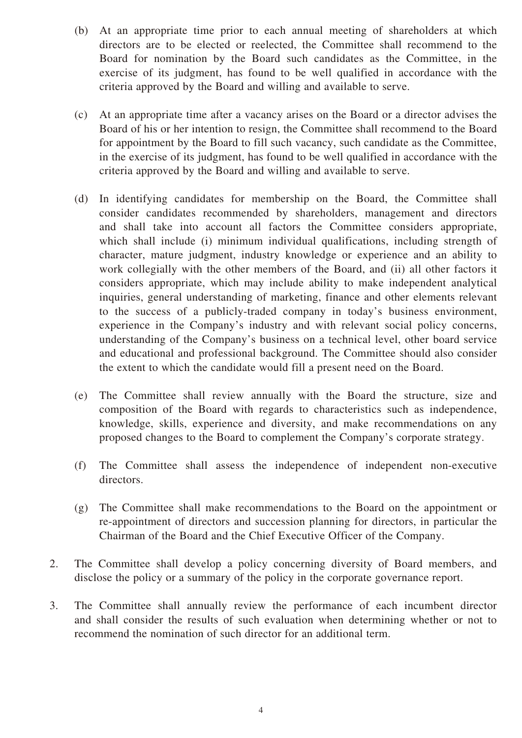(b) At an appropriate time prior to each annual meeting of shareholders at which directors are to be elected or reelected, the Committee shall recommend to the Board for nomination by the Board such candidates as the Committee, in the exercise of its judgment, has found to be well qualified in accordance with the criteria approved by the Board and willing and available to serve.

(c) At an appropriate time after a vacancy arises on the Board or a director advises the Board of his or her intention to resign, the Committee shall recommend to the Board for appointment by the Board to fill such vacancy, such candidate as the Committee, in the exercise of its judgment, has found to be well qualified in accordance with the criteria approved by the Board and willing and available to serve.

(d) In identifying candidates for membership on the Board, the Committee shall consider candidates recommended by shareholders, management and directors and shall take into account all factors the Committee considers appropriate, which shall include (i) minimum individual qualifications, including strength of character, mature judgment, industry knowledge or experience and an ability to work collegially with the other members of the Board, and (ii) all other factors it considers appropriate, which may include ability to make independent analytical inquiries, general understanding of marketing, finance and other elements relevant to the success of a publicly-traded company in today's business environment, experience in the Company's industry and with relevant social policy concerns, understanding of the Company's business on a technical level, other board service and educational and professional background. The Committee should also consider the extent to which the candidate would fill a present need on the Board.

(e) The Committee shall review annually with the Board the structure, size and composition of the Board with regards to characteristics such as independence, knowledge, skills, experience and diversity, and make recommendations on any proposed changes to the Board to complement the Company's corporate strategy.

(f) The Committee shall assess the independence of independent non-executive directors.

(g) The Committee shall make recommendations to the Board on the appointment or re-appointment of directors and succession planning for directors, in particular the Chairman of the Board and the Chief Executive Officer of the Company.

2. The Committee shall develop a policy concerning diversity of Board members, and disclose the policy or a summary of the policy in the corporate governance report.

3. The Committee shall annually review the performance of each incumbent director and shall consider the results of such evaluation when determining whether or not to recommend the nomination of such director for an additional term.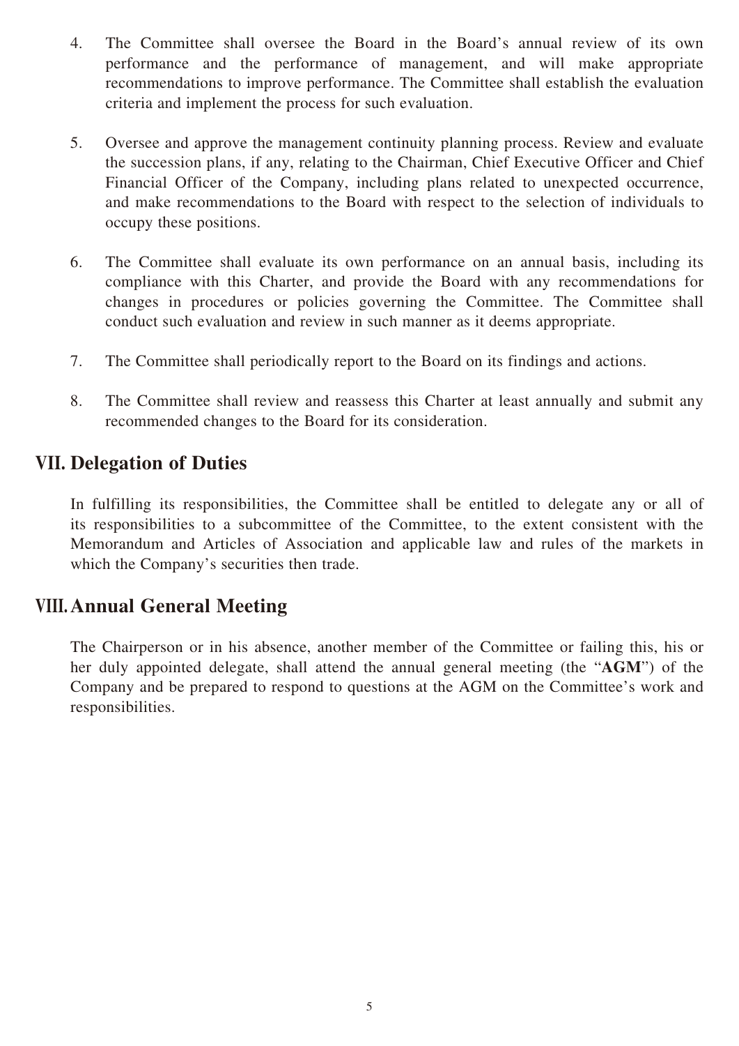4. The Committee shall oversee the Board in the Board's annual review of its own performance and the performance of management, and will make appropriate recommendations to improve performance. The Committee shall establish the evaluation criteria and implement the process for such evaluation.

5. Oversee and approve the management continuity planning process. Review and evaluate the succession plans, if any, relating to the Chairman, Chief Executive Officer and Chief Financial Officer of the Company, including plans related to unexpected occurrence, and make recommendations to the Board with respect to the selection of individuals to occupy these positions.

6. The Committee shall evaluate its own performance on an annual basis, including its compliance with this Charter, and provide the Board with any recommendations for changes in procedures or policies governing the Committee. The Committee shall conduct such evaluation and review in such manner as it deems appropriate.

7. The Committee shall periodically report to the Board on its findings and actions.

8. The Committee shall review and reassess this Charter at least annually and submit any recommended changes to the Board for its consideration.

## VII. Delegation of Duties

In fulfilling its responsibilities, the Committee shall be entitled to delegate any or all of its responsibilities to a subcommittee of the Committee, to the extent consistent with the Memorandum and Articles of Association and applicable law and rules of the markets in which the Company's securities then trade.

## VIII. Annual General Meeting

The Chairperson or in his absence, another member of the Committee or failing this, his or her duly appointed delegate, shall attend the annual general meeting (the "**AGM**") of the Company and be prepared to respond to questions at the AGM on the Committee's work and responsibilities.